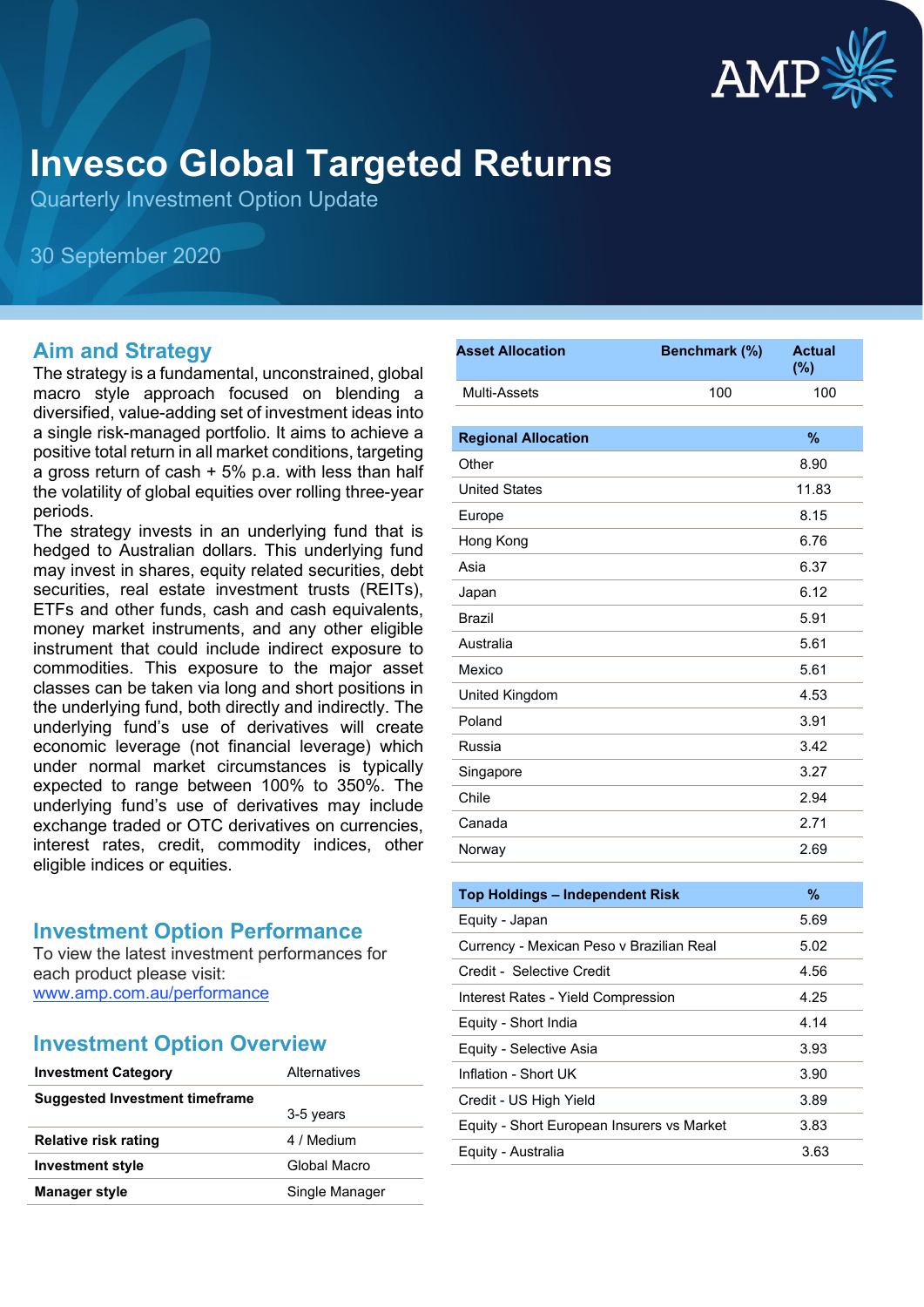# Invesco Global Targeted Returns

Quarterly Investment Option Update

30 September 2020

## Aim and Strategy

The strategy is a fundamental, unconstrained, global macro style approach focused on blending a diversified, value-adding set of investment ideas into a single risk-managed portfolio. It aims to achieve a positive total return in all market conditions, targeting a gross return of cash + 5% p.a. with less than half the volatility of global equities over rolling three-year periods.

The strategy invests in an underlying fund that is hedged to Australian dollars. This underlying fund may invest in shares, equity related securities, debt securities, real estate investment trusts (REITs), ETFs and other funds, cash and cash equivalents, money market instruments, and any other eligible instrument that could include indirect exposure to commodities. This exposure to the major asset classes can be taken via long and short positions in the underlying fund, both directly and indirectly. The underlying fund's use of derivatives will create economic leverage (not financial leverage) which under normal market circumstances is typically expected to range between 100% to 350%. The underlying fund's use of derivatives may include exchange traded or OTC derivatives on currencies, interest rates, credit, commodity indices, other eligible indices or equities.

## Investment Option Performance

To view the latest investment performances for each product please visit:
www.amp.com.au/performance

## Investment Option Overview

| | |
|---|---|
| **Investment Category** | Alternatives |
| **Suggested Investment timeframe** | 3-5 years |
| **Relative risk rating** | 4 / Medium |
| **Investment style** | Global Macro |
| **Manager style** | Single Manager |

| Asset Allocation | Benchmark (%) | Actual (%) |
|---|---|---|
| Multi-Assets | 100 | 100 |

| Regional Allocation | % |
|---|---|
| Other | 8.90 |
| United States | 11.83 |
| Europe | 8.15 |
| Hong Kong | 6.76 |
| Asia | 6.37 |
| Japan | 6.12 |
| Brazil | 5.91 |
| Australia | 5.61 |
| Mexico | 5.61 |
| United Kingdom | 4.53 |
| Poland | 3.91 |
| Russia | 3.42 |
| Singapore | 3.27 |
| Chile | 2.94 |
| Canada | 2.71 |
| Norway | 2.69 |

| Top Holdings – Independent Risk | % |
|---|---|
| Equity - Japan | 5.69 |
| Currency - Mexican Peso v Brazilian Real | 5.02 |
| Credit - Selective Credit | 4.56 |
| Interest Rates - Yield Compression | 4.25 |
| Equity - Short India | 4.14 |
| Equity - Selective Asia | 3.93 |
| Inflation - Short UK | 3.90 |
| Credit - US High Yield | 3.89 |
| Equity - Short European Insurers vs Market | 3.83 |
| Equity - Australia | 3.63 |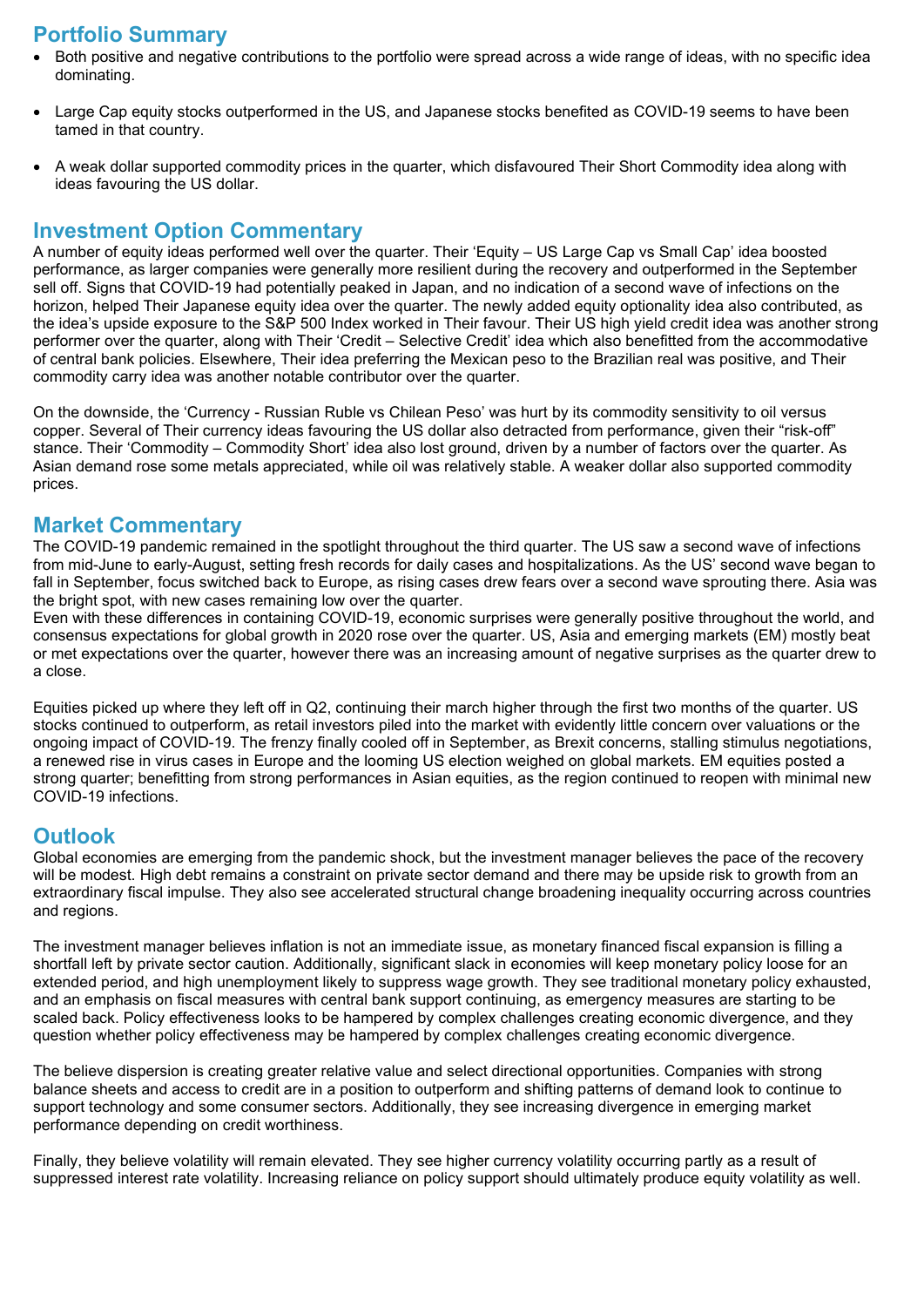## Portfolio Summary

- Both positive and negative contributions to the portfolio were spread across a wide range of ideas, with no specific idea dominating.
- Large Cap equity stocks outperformed in the US, and Japanese stocks benefited as COVID-19 seems to have been tamed in that country.
- A weak dollar supported commodity prices in the quarter, which disfavoured Their Short Commodity idea along with ideas favouring the US dollar.

## Investment Option Commentary

A number of equity ideas performed well over the quarter. Their 'Equity – US Large Cap vs Small Cap' idea boosted performance, as larger companies were generally more resilient during the recovery and outperformed in the September sell off. Signs that COVID-19 had potentially peaked in Japan, and no indication of a second wave of infections on the horizon, helped Their Japanese equity idea over the quarter. The newly added equity optionality idea also contributed, as the idea's upside exposure to the S&P 500 Index worked in Their favour. Their US high yield credit idea was another strong performer over the quarter, along with Their 'Credit – Selective Credit' idea which also benefitted from the accommodative of central bank policies. Elsewhere, Their idea preferring the Mexican peso to the Brazilian real was positive, and Their commodity carry idea was another notable contributor over the quarter.

On the downside, the 'Currency - Russian Ruble vs Chilean Peso' was hurt by its commodity sensitivity to oil versus copper. Several of Their currency ideas favouring the US dollar also detracted from performance, given their "risk-off" stance. Their 'Commodity – Commodity Short' idea also lost ground, driven by a number of factors over the quarter. As Asian demand rose some metals appreciated, while oil was relatively stable. A weaker dollar also supported commodity prices.

## Market Commentary

The COVID-19 pandemic remained in the spotlight throughout the third quarter. The US saw a second wave of infections from mid-June to early-August, setting fresh records for daily cases and hospitalizations. As the US' second wave began to fall in September, focus switched back to Europe, as rising cases drew fears over a second wave sprouting there. Asia was the bright spot, with new cases remaining low over the quarter.
Even with these differences in containing COVID-19, economic surprises were generally positive throughout the world, and consensus expectations for global growth in 2020 rose over the quarter. US, Asia and emerging markets (EM) mostly beat or met expectations over the quarter, however there was an increasing amount of negative surprises as the quarter drew to a close.

Equities picked up where they left off in Q2, continuing their march higher through the first two months of the quarter. US stocks continued to outperform, as retail investors piled into the market with evidently little concern over valuations or the ongoing impact of COVID-19. The frenzy finally cooled off in September, as Brexit concerns, stalling stimulus negotiations, a renewed rise in virus cases in Europe and the looming US election weighed on global markets. EM equities posted a strong quarter; benefitting from strong performances in Asian equities, as the region continued to reopen with minimal new COVID-19 infections.

## Outlook

Global economies are emerging from the pandemic shock, but the investment manager believes the pace of the recovery will be modest. High debt remains a constraint on private sector demand and there may be upside risk to growth from an extraordinary fiscal impulse. They also see accelerated structural change broadening inequality occurring across countries and regions.

The investment manager believes inflation is not an immediate issue, as monetary financed fiscal expansion is filling a shortfall left by private sector caution. Additionally, significant slack in economies will keep monetary policy loose for an extended period, and high unemployment likely to suppress wage growth. They see traditional monetary policy exhausted, and an emphasis on fiscal measures with central bank support continuing, as emergency measures are starting to be scaled back. Policy effectiveness looks to be hampered by complex challenges creating economic divergence, and they question whether policy effectiveness may be hampered by complex challenges creating economic divergence.

The believe dispersion is creating greater relative value and select directional opportunities. Companies with strong balance sheets and access to credit are in a position to outperform and shifting patterns of demand look to continue to support technology and some consumer sectors. Additionally, they see increasing divergence in emerging market performance depending on credit worthiness.

Finally, they believe volatility will remain elevated. They see higher currency volatility occurring partly as a result of suppressed interest rate volatility. Increasing reliance on policy support should ultimately produce equity volatility as well.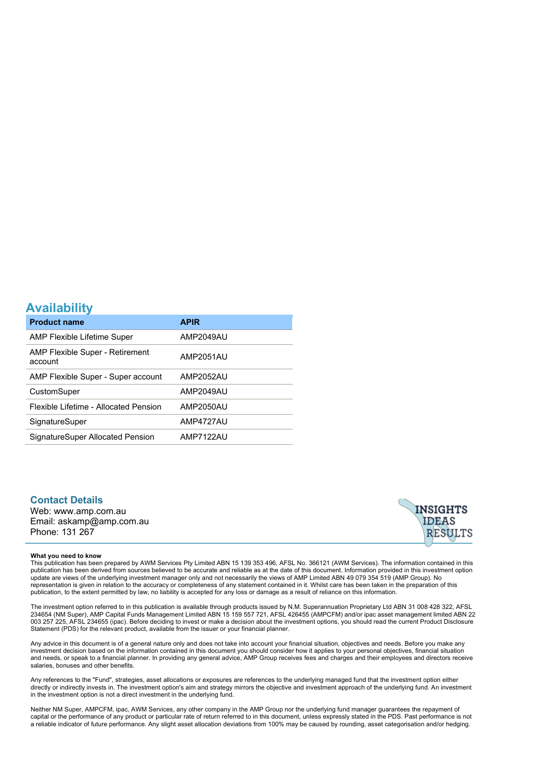## Availability

| Product name | APIR |
|---|---|
| AMP Flexible Lifetime Super | AMP2049AU |
| AMP Flexible Super - Retirement account | AMP2051AU |
| AMP Flexible Super - Super account | AMP2052AU |
| CustomSuper | AMP2049AU |
| Flexible Lifetime - Allocated Pension | AMP2050AU |
| SignatureSuper | AMP4727AU |
| SignatureSuper Allocated Pension | AMP7122AU |

### Contact Details

Web: www.amp.com.au
Email: askamp@amp.com.au
Phone: 131 267

INSIGHTS
IDEAS
RESULTS

**What you need to know**

This publication has been prepared by AWM Services Pty Limited ABN 15 139 353 496, AFSL No. 366121 (AWM Services). The information contained in this publication has been derived from sources believed to be accurate and reliable as at the date of this document. Information provided in this investment option update are views of the underlying investment manager only and not necessarily the views of AMP Limited ABN 49 079 354 519 (AMP Group). No representation is given in relation to the accuracy or completeness of any statement contained in it. Whilst care has been taken in the preparation of this publication, to the extent permitted by law, no liability is accepted for any loss or damage as a result of reliance on this information.

The investment option referred to in this publication is available through products issued by N.M. Superannuation Proprietary Ltd ABN 31 008 428 322, AFSL 234654 (NM Super), AMP Capital Funds Management Limited ABN 15 159 557 721, AFSL 426455 (AMPCFM) and/or ipac asset management limited ABN 22 003 257 225, AFSL 234655 (ipac). Before deciding to invest or make a decision about the investment options, you should read the current Product Disclosure Statement (PDS) for the relevant product, available from the issuer or your financial planner.

Any advice in this document is of a general nature only and does not take into account your financial situation, objectives and needs. Before you make any investment decision based on the information contained in this document you should consider how it applies to your personal objectives, financial situation and needs, or speak to a financial planner. In providing any general advice, AMP Group receives fees and charges and their employees and directors receive salaries, bonuses and other benefits.

Any references to the "Fund", strategies, asset allocations or exposures are references to the underlying managed fund that the investment option either directly or indirectly invests in. The investment option's aim and strategy mirrors the objective and investment approach of the underlying fund. An investment in the investment option is not a direct investment in the underlying fund.

Neither NM Super, AMPCFM, ipac, AWM Services, any other company in the AMP Group nor the underlying fund manager guarantees the repayment of capital or the performance of any product or particular rate of return referred to in this document, unless expressly stated in the PDS. Past performance is not a reliable indicator of future performance. Any slight asset allocation deviations from 100% may be caused by rounding, asset categorisation and/or hedging.